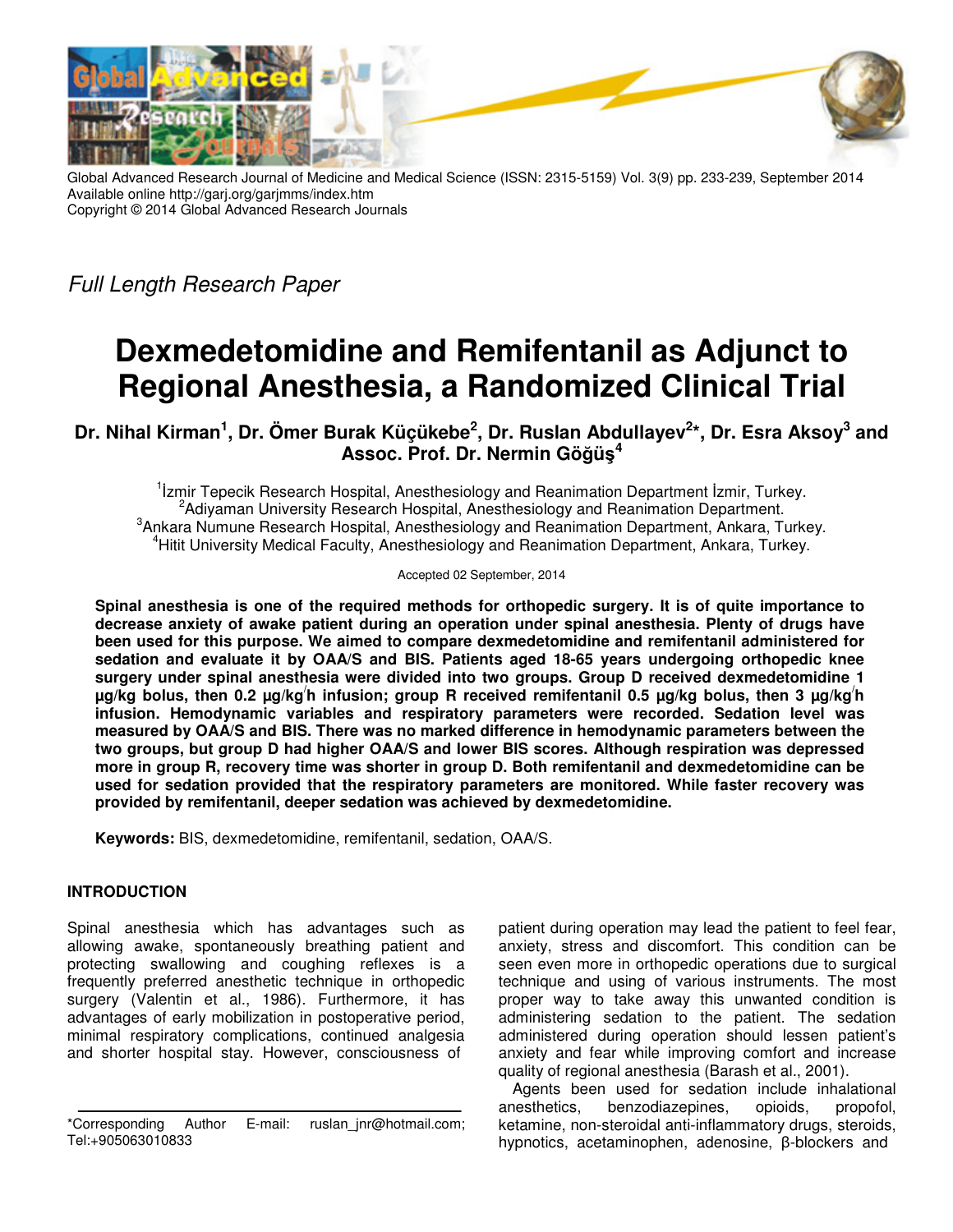Global Advanced Research Journal of Medicine and Medical Science (ISSN: 2315-5159) Vol. 3(9) pp. 233-239, September 2014
Available online http://garj.org/garjmms/index.htm
Copyright © 2014 Global Advanced Research Journals

*Full Length Research Paper*

# Dexmedetomidine and Remifentanil as Adjunct to Regional Anesthesia, a Randomized Clinical Trial

**Dr. Nihal Kirman[1], Dr. Ömer Burak Küçükebe[2], Dr. Ruslan Abdullayev[2]*, Dr. Esra Aksoy[3] and Assoc. Prof. Dr. Nermin Göğüş[4]**

[1]İzmir Tepecik Research Hospital, Anesthesiology and Reanimation Department İzmir, Turkey.
[2]Adiyaman University Research Hospital, Anesthesiology and Reanimation Department.
[3]Ankara Numune Research Hospital, Anesthesiology and Reanimation Department, Ankara, Turkey.
[4]Hitit University Medical Faculty, Anesthesiology and Reanimation Department, Ankara, Turkey.

Accepted 02 September, 2014

**Spinal anesthesia is one of the required methods for orthopedic surgery. It is of quite importance to decrease anxiety of awake patient during an operation under spinal anesthesia. Plenty of drugs have been used for this purpose. We aimed to compare dexmedetomidine and remifentanil administered for sedation and evaluate it by OAA/S and BIS. Patients aged 18-65 years undergoing orthopedic knee surgery under spinal anesthesia were divided into two groups. Group D received dexmedetomidine 1 µg/kg bolus, then 0.2 µg/kg/h infusion; group R received remifentanil 0.5 µg/kg bolus, then 3 µg/kg/h infusion. Hemodynamic variables and respiratory parameters were recorded. Sedation level was measured by OAA/S and BIS. There was no marked difference in hemodynamic parameters between the two groups, but group D had higher OAA/S and lower BIS scores. Although respiration was depressed more in group R, recovery time was shorter in group D. Both remifentanil and dexmedetomidine can be used for sedation provided that the respiratory parameters are monitored. While faster recovery was provided by remifentanil, deeper sedation was achieved by dexmedetomidine.**

**Keywords:** BIS, dexmedetomidine, remifentanil, sedation, OAA/S.

## INTRODUCTION

Spinal anesthesia which has advantages such as allowing awake, spontaneously breathing patient and protecting swallowing and coughing reflexes is a frequently preferred anesthetic technique in orthopedic surgery (Valentin et al., 1986). Furthermore, it has advantages of early mobilization in postoperative period, minimal respiratory complications, continued analgesia and shorter hospital stay. However, consciousness of patient during operation may lead the patient to feel fear, anxiety, stress and discomfort. This condition can be seen even more in orthopedic operations due to surgical technique and using of various instruments. The most proper way to take away this unwanted condition is administering sedation to the patient. The sedation administered during operation should lessen patient's anxiety and fear while improving comfort and increase quality of regional anesthesia (Barash et al., 2001).

Agents been used for sedation include inhalational anesthetics, benzodiazepines, opioids, propofol, ketamine, non-steroidal anti-inflammatory drugs, steroids, hypnotics, acetaminophen, adenosine, β-blockers and

*Corresponding Author E-mail: ruslan_jnr@hotmail.com; Tel:+905063010833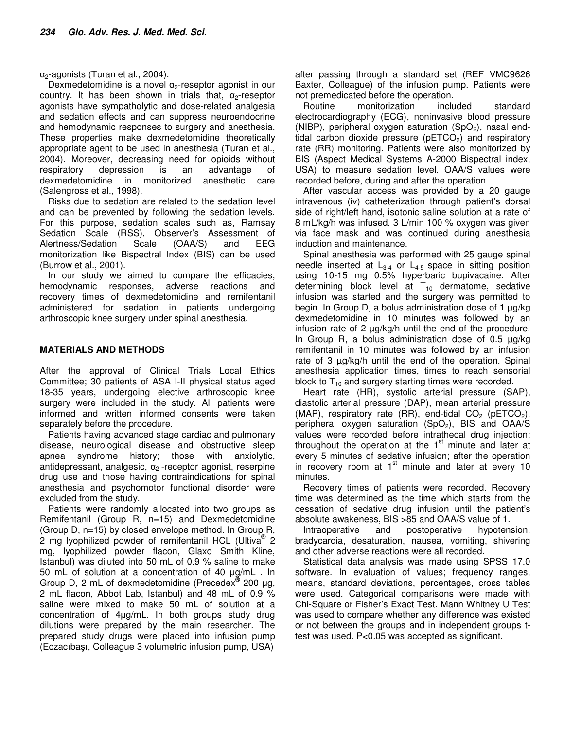$\alpha_2$-agonists (Turan et al., 2004).

Dexmedetomidine is a novel $\alpha_2$-reseptor agonist in our country. It has been shown in trials that, $\alpha_2$-reseptor agonists have sympatholytic and dose-related analgesia and sedation effects and can suppress neuroendocrine and hemodynamic responses to surgery and anesthesia. These properties make dexmedetomidine theoretically appropriate agent to be used in anesthesia (Turan et al., 2004). Moreover, decreasing need for opioids without respiratory depression is an advantage of dexmedetomidine in monitorized anesthetic care (Salengross et al., 1998).

Risks due to sedation are related to the sedation level and can be prevented by following the sedation levels. For this purpose, sedation scales such as, Ramsay Sedation Scale (RSS), Observer's Assessment of Alertness/Sedation Scale (OAA/S) and EEG monitorization like Bispectral Index (BIS) can be used (Burrow et al., 2001).

In our study we aimed to compare the efficacies, hemodynamic responses, adverse reactions and recovery times of dexmedetomidine and remifentanil administered for sedation in patients undergoing arthroscopic knee surgery under spinal anesthesia.

## MATERIALS AND METHODS

After the approval of Clinical Trials Local Ethics Committee; 30 patients of ASA I-II physical status aged 18-35 years, undergoing elective arthroscopic knee surgery were included in the study. All patients were informed and written informed consents were taken separately before the procedure.

Patients having advanced stage cardiac and pulmonary disease, neurological disease and obstructive sleep apnea syndrome history; those with anxiolytic, antidepressant, analgesic, $\alpha_2$ -receptor agonist, reserpine drug use and those having contraindications for spinal anesthesia and psychomotor functional disorder were excluded from the study.

Patients were randomly allocated into two groups as Remifentanil (Group R, n=15) and Dexmedetomidine (Group D, n=15) by closed envelope method. In Group R, 2 mg lyophilized powder of remifentanil HCL (Ultiva® 2 mg, lyophilized powder flacon, Glaxo Smith Kline, Istanbul) was diluted into 50 mL of 0.9 % saline to make 50 mL of solution at a concentration of 40 µg/mL . In Group D, 2 mL of dexmedetomidine (Precedex® 200 µg, 2 mL flacon, Abbot Lab, Istanbul) and 48 mL of 0.9 % saline were mixed to make 50 mL of solution at a concentration of 4µg/mL. In both groups study drug dilutions were prepared by the main researcher. The prepared study drugs were placed into infusion pump (Eczacıbaşı, Colleague 3 volumetric infusion pump, USA) after passing through a standard set (REF VMC9626 Baxter, Colleague) of the infusion pump. Patients were not premedicated before the operation.

Routine monitorization included standard electrocardiography (ECG), noninvasive blood pressure (NIBP), peripheral oxygen saturation ($SpO_2$), nasal end-tidal carbon dioxide pressure ($pETCO_2$) and respiratory rate (RR) monitoring. Patients were also monitorized by BIS (Aspect Medical Systems A-2000 Bispectral index, USA) to measure sedation level. OAA/S values were recorded before, during and after the operation.

After vascular access was provided by a 20 gauge intravenous (iv) catheterization through patient's dorsal side of right/left hand, isotonic saline solution at a rate of 8 mL/kg/h was infused. 3 L/min 100 % oxygen was given via face mask and was continued during anesthesia induction and maintenance.

Spinal anesthesia was performed with 25 gauge spinal needle inserted at $L_{3-4}$ or $L_{4-5}$ space in sitting position using 10-15 mg 0.5% hyperbaric bupivacaine. After determining block level at $T_{10}$ dermatome, sedative infusion was started and the surgery was permitted to begin. In Group D, a bolus administration dose of 1 µg/kg dexmedetomidine in 10 minutes was followed by an infusion rate of 2 µg/kg/h until the end of the procedure. In Group R, a bolus administration dose of 0.5 µg/kg remifentanil in 10 minutes was followed by an infusion rate of 3 µg/kg/h until the end of the operation. Spinal anesthesia application times, times to reach sensorial block to $T_{10}$ and surgery starting times were recorded.

Heart rate (HR), systolic arterial pressure (SAP), diastolic arterial pressure (DAP), mean arterial pressure (MAP), respiratory rate (RR), end-tidal $CO_2$ ($pETCO_2$), peripheral oxygen saturation ($SpO_2$), BIS and OAA/S values were recorded before intrathecal drug injection; throughout the operation at the 1st minute and later at every 5 minutes of sedative infusion; after the operation in recovery room at 1st minute and later at every 10 minutes.

Recovery times of patients were recorded. Recovery time was determined as the time which starts from the cessation of sedative drug infusion until the patient's absolute awakeness, BIS >85 and OAA/S value of 1.

Intraoperative and postoperative hypotension, bradycardia, desaturation, nausea, vomiting, shivering and other adverse reactions were all recorded.

Statistical data analysis was made using SPSS 17.0 software. In evaluation of values; frequency ranges, means, standard deviations, percentages, cross tables were used. Categorical comparisons were made with Chi-Square or Fisher's Exact Test. Mann Whitney U Test was used to compare whether any difference was existed or not between the groups and in independent groups t-test was used. P<0.05 was accepted as significant.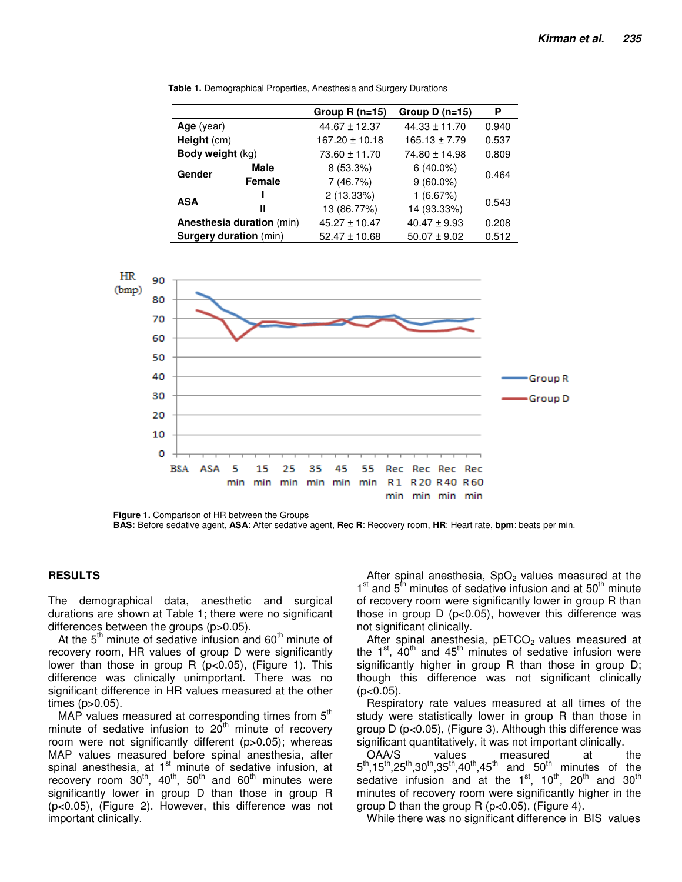Table 1. Demographical Properties, Anesthesia and Surgery Durations

| | | Group R (n=15) | Group D (n=15) | P |
|---|---|---|---|---|
| **Age** (year) | | 44.67 ± 12.37 | 44.33 ± 11.70 | 0.940 |
| **Height** (cm) | | 167.20 ± 10.18 | 165.13 ± 7.79 | 0.537 |
| **Body weight** (kg) | | 73.60 ± 11.70 | 74.80 ± 14.98 | 0.809 |
| **Gender** | **Male** | 8 (53.3%) | 6 (40.0%) | 0.464 |
| | **Female** | 7 (46.7%) | 9 (60.0%) | |
| **ASA** | **I** | 2 (13.33%) | 1 (6.67%) | 0.543 |
| | **II** | 13 (86.77%) | 14 (93.33%) | |
| **Anesthesia duration** (min) | | 45.27 ± 10.47 | 40.47 ± 9.93 | 0.208 |
| **Surgery duration** (min) | | 52.47 ± 10.68 | 50.07 ± 9.02 | 0.512 |

**Figure 1.** Comparison of HR between the Groups
**BAS:** Before sedative agent, **ASA**: After sedative agent, **Rec R**: Recovery room, **HR**: Heart rate, **bpm**: beats per min.

## RESULTS

The demographical data, anesthetic and surgical durations are shown at Table 1; there were no significant differences between the groups (p>0.05).

At the 5th minute of sedative infusion and 60th minute of recovery room, HR values of group D were significantly lower than those in group R (p<0.05), (Figure 1). This difference was clinically unimportant. There was no significant difference in HR values measured at the other times (p>0.05).

MAP values measured at corresponding times from 5th minute of sedative infusion to 20th minute of recovery room were not significantly different (p>0.05); whereas MAP values measured before spinal anesthesia, after spinal anesthesia, at 1st minute of sedative infusion, at recovery room 30th, 40th, 50th and 60th minutes were significantly lower in group D than those in group R (p<0.05), (Figure 2). However, this difference was not important clinically.

After spinal anesthesia, $SpO_2$ values measured at the 1st and 5th minutes of sedative infusion and at 50th minute of recovery room were significantly lower in group R than those in group D (p<0.05), however this difference was not significant clinically.

After spinal anesthesia, $pETCO_2$ values measured at the 1st, 40th and 45th minutes of sedative infusion were significantly higher in group R than those in group D; though this difference was not significant clinically (p<0.05).

Respiratory rate values measured at all times of the study were statistically lower in group R than those in group D (p<0.05), (Figure 3). Although this difference was significant quantitatively, it was not important clinically.

OAA/S values measured at the 5th,15th,25th,30th,35th,40th,45th and 50th minutes of the sedative infusion and at the 1st, 10th, 20th and 30th minutes of recovery room were significantly higher in the group D than the group R (p<0.05), (Figure 4).

While there was no significant difference in BIS values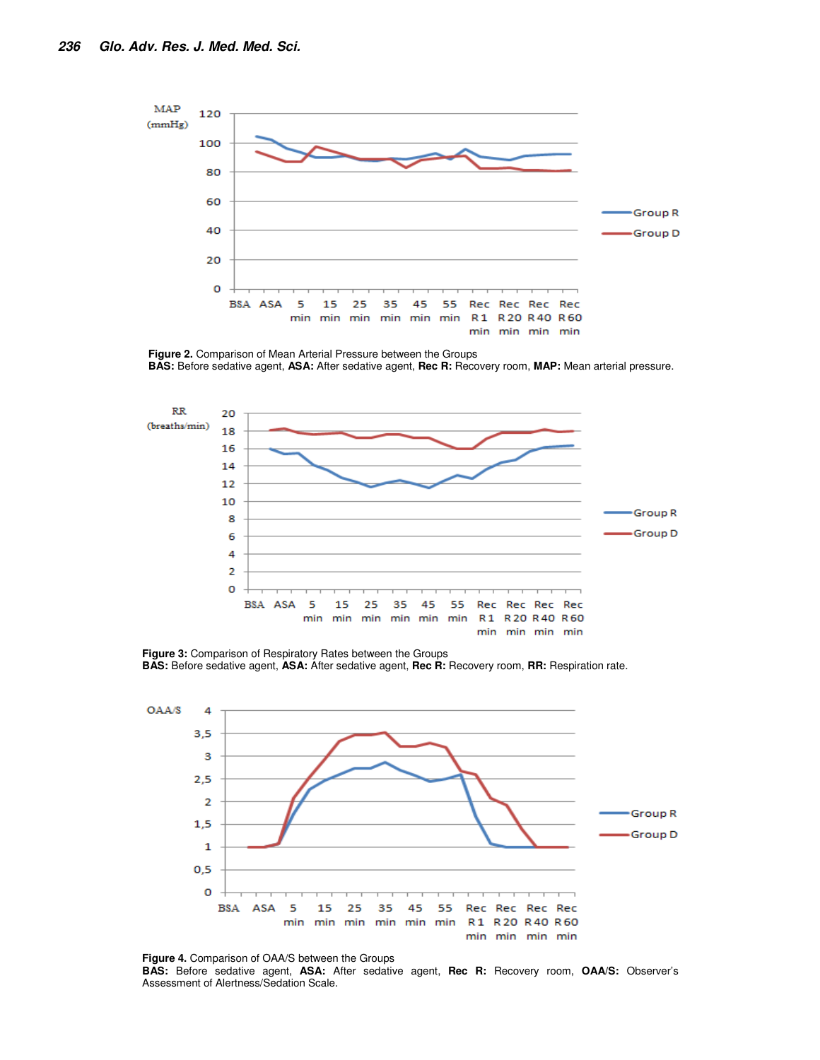**Figure 2.** Comparison of Mean Arterial Pressure between the Groups
**BAS:** Before sedative agent, **ASA:** After sedative agent, **Rec R:** Recovery room, **MAP:** Mean arterial pressure.

**Figure 3:** Comparison of Respiratory Rates between the Groups
**BAS:** Before sedative agent, **ASA:** After sedative agent, **Rec R:** Recovery room, **RR:** Respiration rate.

**Figure 4.** Comparison of OAA/S between the Groups
**BAS:** Before sedative agent, **ASA:** After sedative agent, **Rec R:** Recovery room, **OAA/S:** Observer's Assessment of Alertness/Sedation Scale.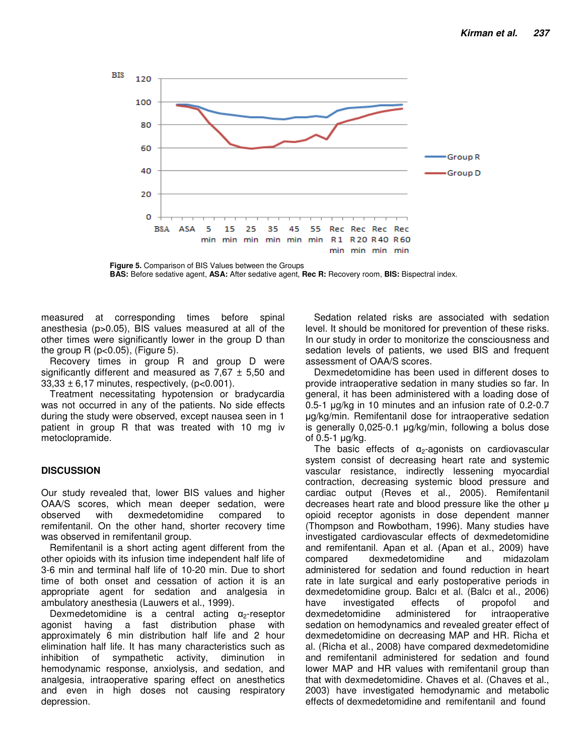Figure 5. Comparison of BIS Values between the Groups
BAS: Before sedative agent, ASA: After sedative agent, Rec R: Recovery room, BIS: Bispectral index.

measured at corresponding times before spinal anesthesia (p>0.05), BIS values measured at all of the other times were significantly lower in the group D than the group R (p<0.05), (Figure 5).

Recovery times in group R and group D were significantly different and measured as 7,67 ± 5,50 and 33,33 ± 6,17 minutes, respectively, (p<0.001).

Treatment necessitating hypotension or bradycardia was not occurred in any of the patients. No side effects during the study were observed, except nausea seen in 1 patient in group R that was treated with 10 mg iv metoclopramide.

## DISCUSSION

Our study revealed that, lower BIS values and higher OAA/S scores, which mean deeper sedation, were observed with dexmedetomidine compared to remifentanil. On the other hand, shorter recovery time was observed in remifentanil group.

Remifentanil is a short acting agent different from the other opioids with its infusion time independent half life of 3-6 min and terminal half life of 10-20 min. Due to short time of both onset and cessation of action it is an appropriate agent for sedation and analgesia in ambulatory anesthesia (Lauwers et al., 1999).

Dexmedetomidine is a central acting $\alpha_2$-reseptor agonist having a fast distribution phase with approximately 6 min distribution half life and 2 hour elimination half life. It has many characteristics such as inhibition of sympathetic activity, diminution in hemodynamic response, anxiolysis, and sedation, and analgesia, intraoperative sparing effect on anesthetics and even in high doses not causing respiratory depression.

Sedation related risks are associated with sedation level. It should be monitored for prevention of these risks. In our study in order to monitorize the consciousness and sedation levels of patients, we used BIS and frequent assessment of OAA/S scores.

Dexmedetomidine has been used in different doses to provide intraoperative sedation in many studies so far. In general, it has been administered with a loading dose of 0.5-1 µg/kg in 10 minutes and an infusion rate of 0.2-0.7 µg/kg/min. Remifentanil dose for intraoperative sedation is generally 0,025-0.1 µg/kg/min, following a bolus dose of 0.5-1 µg/kg.

The basic effects of $\alpha_2$-agonists on cardiovascular system consist of decreasing heart rate and systemic vascular resistance, indirectly lessening myocardial contraction, decreasing systemic blood pressure and cardiac output (Reves et al., 2005). Remifentanil decreases heart rate and blood pressure like the other µ opioid receptor agonists in dose dependent manner (Thompson and Rowbotham, 1996). Many studies have investigated cardiovascular effects of dexmedetomidine and remifentanil. Apan et al. (Apan et al., 2009) have compared dexmedetomidine and midazolam administered for sedation and found reduction in heart rate in late surgical and early postoperative periods in dexmedetomidine group. Balcı et al. (Balcı et al., 2006) have investigated effects of propofol and dexmedetomidine administered for intraoperative sedation on hemodynamics and revealed greater effect of dexmedetomidine on decreasing MAP and HR. Richa et al. (Richa et al., 2008) have compared dexmedetomidine and remifentanil administered for sedation and found lower MAP and HR values with remifentanil group than that with dexmedetomidine. Chaves et al. (Chaves et al., 2003) have investigated hemodynamic and metabolic effects of dexmedetomidine and remifentanil and found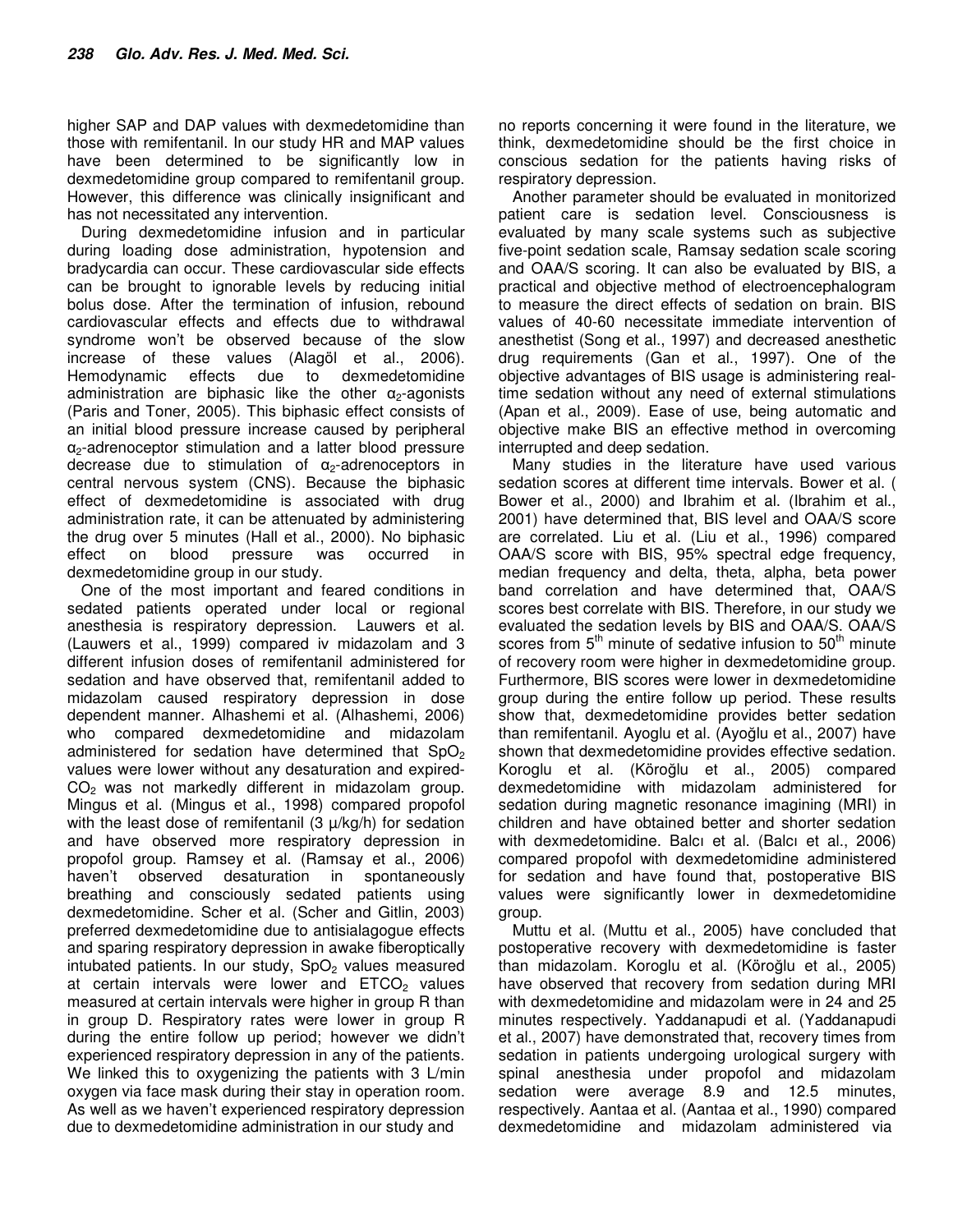higher SAP and DAP values with dexmedetomidine than those with remifentanil. In our study HR and MAP values have been determined to be significantly low in dexmedetomidine group compared to remifentanil group. However, this difference was clinically insignificant and has not necessitated any intervention.

During dexmedetomidine infusion and in particular during loading dose administration, hypotension and bradycardia can occur. These cardiovascular side effects can be brought to ignorable levels by reducing initial bolus dose. After the termination of infusion, rebound cardiovascular effects and effects due to withdrawal syndrome won't be observed because of the slow increase of these values (Alagöl et al., 2006). Hemodynamic effects due to dexmedetomidine administration are biphasic like the other $\alpha_2$-agonists (Paris and Toner, 2005). This biphasic effect consists of an initial blood pressure increase caused by peripheral $\alpha_2$-adrenoceptor stimulation and a latter blood pressure decrease due to stimulation of $\alpha_2$-adrenoceptors in central nervous system (CNS). Because the biphasic effect of dexmedetomidine is associated with drug administration rate, it can be attenuated by administering the drug over 5 minutes (Hall et al., 2000). No biphasic effect on blood pressure was occurred in dexmedetomidine group in our study.

One of the most important and feared conditions in sedated patients operated under local or regional anesthesia is respiratory depression. Lauwers et al. (Lauwers et al., 1999) compared iv midazolam and 3 different infusion doses of remifentanil administered for sedation and have observed that, remifentanil added to midazolam caused respiratory depression in dose dependent manner. Alhashemi et al. (Alhashemi, 2006) who compared dexmedetomidine and midazolam administered for sedation have determined that $SpO_2$ values were lower without any desaturation and expired-$CO_2$ was not markedly different in midazolam group. Mingus et al. (Mingus et al., 1998) compared propofol with the least dose of remifentanil (3 µ/kg/h) for sedation and have observed more respiratory depression in propofol group. Ramsey et al. (Ramsay et al., 2006) haven't observed desaturation in spontaneously breathing and consciously sedated patients using dexmedetomidine. Scher et al. (Scher and Gitlin, 2003) preferred dexmedetomidine due to antisialagogue effects and sparing respiratory depression in awake fiberoptically intubated patients. In our study, $SpO_2$ values measured at certain intervals were lower and $ETCO_2$ values measured at certain intervals were higher in group R than in group D. Respiratory rates were lower in group R during the entire follow up period; however we didn't experienced respiratory depression in any of the patients. We linked this to oxygenizing the patients with 3 L/min oxygen via face mask during their stay in operation room. As well as we haven't experienced respiratory depression due to dexmedetomidine administration in our study and no reports concerning it were found in the literature, we think, dexmedetomidine should be the first choice in conscious sedation for the patients having risks of respiratory depression.

Another parameter should be evaluated in monitorized patient care is sedation level. Consciousness is evaluated by many scale systems such as subjective five-point sedation scale, Ramsay sedation scale scoring and OAA/S scoring. It can also be evaluated by BIS, a practical and objective method of electroencephalogram to measure the direct effects of sedation on brain. BIS values of 40-60 necessitate immediate intervention of anesthetist (Song et al., 1997) and decreased anesthetic drug requirements (Gan et al., 1997). One of the objective advantages of BIS usage is administering real-time sedation without any need of external stimulations (Apan et al., 2009). Ease of use, being automatic and objective make BIS an effective method in overcoming interrupted and deep sedation.

Many studies in the literature have used various sedation scores at different time intervals. Bower et al. ( Bower et al., 2000) and Ibrahim et al. (Ibrahim et al., 2001) have determined that, BIS level and OAA/S score are correlated. Liu et al. (Liu et al., 1996) compared OAA/S score with BIS, 95% spectral edge frequency, median frequency and delta, theta, alpha, beta power band correlation and have determined that, OAA/S scores best correlate with BIS. Therefore, in our study we evaluated the sedation levels by BIS and OAA/S. OAA/S scores from 5th minute of sedative infusion to 50th minute of recovery room were higher in dexmedetomidine group. Furthermore, BIS scores were lower in dexmedetomidine group during the entire follow up period. These results show that, dexmedetomidine provides better sedation than remifentanil. Ayoglu et al. (Ayoğlu et al., 2007) have shown that dexmedetomidine provides effective sedation. Koroglu et al. (Köroğlu et al., 2005) compared dexmedetomidine with midazolam administered for sedation during magnetic resonance imagining (MRI) in children and have obtained better and shorter sedation with dexmedetomidine. Balcı et al. (Balcı et al., 2006) compared propofol with dexmedetomidine administered for sedation and have found that, postoperative BIS values were significantly lower in dexmedetomidine group.

Muttu et al. (Muttu et al., 2005) have concluded that postoperative recovery with dexmedetomidine is faster than midazolam. Koroglu et al. (Köroğlu et al., 2005) have observed that recovery from sedation during MRI with dexmedetomidine and midazolam were in 24 and 25 minutes respectively. Yaddanapudi et al. (Yaddanapudi et al., 2007) have demonstrated that, recovery times from sedation in patients undergoing urological surgery with spinal anesthesia under propofol and midazolam sedation were average 8.9 and 12.5 minutes, respectively. Aantaa et al. (Aantaa et al., 1990) compared dexmedetomidine and midazolam administered via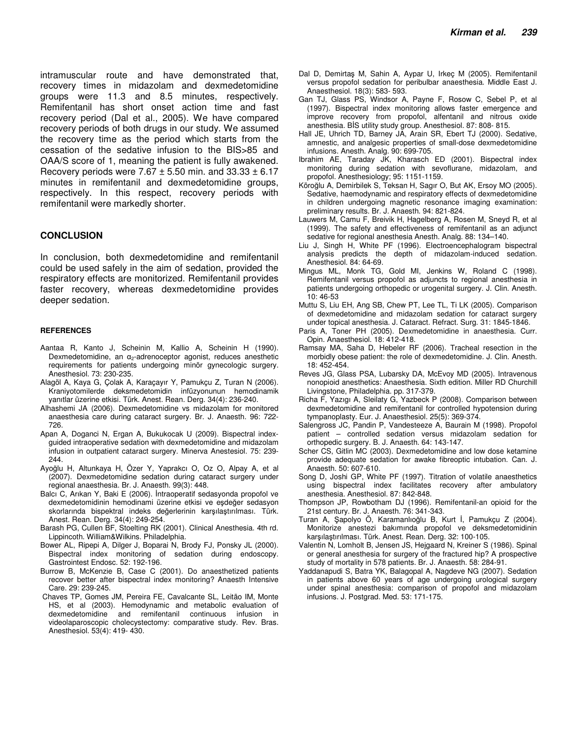intramuscular route and have demonstrated that, recovery times in midazolam and dexmedetomidine groups were 11.3 and 8.5 minutes, respectively. Remifentanil has short onset action time and fast recovery period (Dal et al., 2005). We have compared recovery periods of both drugs in our study. We assumed the recovery time as the period which starts from the cessation of the sedative infusion to the BIS>85 and OAA/S score of 1, meaning the patient is fully awakened. Recovery periods were 7.67 ± 5.50 min. and 33.33 ± 6.17 minutes in remifentanil and dexmedetomidine groups, respectively. In this respect, recovery periods with remifentanil were markedly shorter.

## CONCLUSION

In conclusion, both dexmedetomidine and remifentanil could be used safely in the aim of sedation, provided the respiratory effects are monitorized. Remifentanil provides faster recovery, whereas dexmedetomidine provides deeper sedation.

## REFERENCES

Aantaa R, Kanto J, Scheinin M, Kallio A, Scheinin H (1990). Dexmedetomidine, an $\alpha_2$-adrenoceptor agonist, reduces anesthetic requirements for patients undergoing minör gynecologic surgery. Anesthesiol. 73: 230-235.

Alagöl A, Kaya G, Çolak A, Karaçayır Y, Pamukçu Z, Turan N (2006). Kraniyotomilerde deksmedetomidin infüzyonunun hemodinamik yanıtlar üzerine etkisi. Türk. Anest. Rean. Derg. 34(4): 236-240.

Alhashemi JA (2006). Dexmedetomidine vs midazolam for monitored anaesthesia care during cataract surgery. Br. J. Anaesth. 96: 722-726.

Apan A, Doganci N, Ergan A, Bukukocak U (2009). Bispectral index-guided intraoperative sedation with dexmedetomidine and midazolam infusion in outpatient cataract surgery. Minerva Anestesiol. 75: 239-244.

Ayoğlu H, Altunkaya H, Özer Y, Yaprakcı O, Oz O, Alpay A, et al (2007). Dexmedetomidine sedation during cataract surgery under regional anaesthesia. Br. J. Anaesth. 99(3): 448.

Balcı C, Arıkan Y, Baki E (2006). İntraoperatif sedasyonda propofol ve dexmedetomidinin hemodinami üzerine etkisi ve eşdeğer sedasyon skorlarında bispektral indeks değerlerinin karşılaştırılması. Türk. Anest. Rean. Derg. 34(4): 249-254.

Barash PG, Cullen BF, Stoelting RK (2001). Clinical Anesthesia. 4th rd. Lippincoth. William&Wilkins. Philadelphia.

Bower AL, Ripepi A, Dilger J, Boparai N, Brody FJ, Ponsky JL (2000). Bispectral index monitoring of sedation during endoscopy. Gastrointest Endosc. 52: 192-196.

Burrow B, McKenzie B, Case C (2001). Do anaesthetized patients recover better after bispectral index monitoring? Anaesth Intensive Care. 29: 239-245.

Chaves TP, Gomes JM, Pereira FE, Cavalcante SL, Leitão IM, Monte HS, et al (2003). Hemodynamic and metabolic evaluation of dexmedetomidine and remifentanil continuous infusion in videolaparoscopic cholecystectomy: comparative study. Rev. Bras. Anesthesiol. 53(4): 419- 430.

Dal D, Demirtaş M, Sahin A, Aypar U, Irkeç M (2005). Remifentanil versus propofol sedation for peribulbar anaesthesia. Middle East J. Anaesthesiol. 18(3): 583- 593.

Gan TJ, Glass PS, Windsor A, Payne F, Rosow C, Sebel P, et al (1997). Bispectral index monitoring allows faster emergence and improve recovery from propofol, alfentanil and nitrous oxide anesthesia. BİS utility study group. Anesthesiol. 87: 808- 815.

Hall JE, Uhrich TD, Barney JA, Arain SR, Ebert TJ (2000). Sedative, amnestic, and analgesic properties of small-dose dexmedetomidine infusions. Anesth. Analg. 90: 699-705.

Ibrahim AE, Taraday JK, Kharasch ED (2001). Bispectral index monitoring during sedation with sevoflurane, midazolam, and propofol. Anesthesiology; 95: 1151-1159.

Köroğlu A, Demirbilek S, Teksan H, Sagır O, But AK, Ersoy MO (2005). Sedative, haemodynamic and respiratory effects of dexmedetomidine in children undergoing magnetic resonance imaging examination: preliminary results. Br. J. Anaesth. 94: 821-824.

Lauwers M, Camu F, Breivik H, Hagelberg A, Rosen M, Sneyd R, et al (1999). The safety and effectiveness of remifentanil as an adjunct sedative for regional anesthesia Anesth. Analg. 88: 134–140.

Liu J, Singh H, White PF (1996). Electroencephalogram bispectral analysis predicts the depth of midazolam-induced sedation. Anesthesiol. 84: 64-69.

Mingus ML, Monk TG, Gold MI, Jenkins W, Roland C (1998). Remifentanil versus propofol as adjuncts to regional anesthesia in patients undergoing orthopedic or urogenital surgery. J. Clin. Anesth. 10: 46-53

Muttu S, Liu EH, Ang SB, Chew PT, Lee TL, Ti LK (2005). Comparison of dexmedetomidine and midazolam sedation for cataract surgery under topical anesthesia. J. Cataract. Refract. Surg. 31: 1845-1846.

Paris A, Toner PH (2005). Dexmedetomidine in anaesthesia. Curr. Opin. Anaesthesiol. 18: 412-418.

Ramsay MA, Saha D, Hebeler RF (2006). Tracheal resection in the morbidly obese patient: the role of dexmedetomidine. J. Clin. Anesth. 18: 452-454.

Reves JG, Glass PSA, Lubarsky DA, McEvoy MD (2005). Intravenous nonopioid anesthetics: Anaesthesia. Sixth edition. Miller RD Churchill Livingstone, Philadelphia. pp. 317-379.

Richa F, Yazıgı A, Sleilaty G, Yazbeck P (2008). Comparison between dexmedetomidine and remifentanil for controlled hypotension during tympanoplasty. Eur. J. Anaesthesiol. 25(5): 369-374.

Salengross JC, Pandin P, Vandesteeze A, Baurain M (1998). Propofol patient – controlled sedation versus midazolam sedation for orthopedic surgery. B. J. Anaesth. 64: 143-147.

Scher CS, Gitlin MC (2003). Dexmedetomidine and low dose ketamine provide adequate sedation for awake fibreoptic intubation. Can. J. Anaesth. 50: 607-610.

Song D, Joshi GP, White PF (1997). Titration of volatile anaesthetics using bispectral index facilitates recovery after ambulatory anesthesia. Anesthesiol. 87: 842-848.

Thompson JP, Rowbotham DJ (1996). Remifentanil-an opioid for the 21st century. Br. J. Anaesth. 76: 341-343.

Turan A, Şapolyo Ö, Karamanlıoğlu B, Kurt İ, Pamukçu Z (2004). Monitorize anestezi bakımında propofol ve deksmedetomidinin karşılaştırılması. Türk. Anest. Rean. Derg. 32: 100-105.

Valentin N, Lomholt B, Jensen JS, Hejgaard N, Kreiner S (1986). Spinal or general anesthesia for surgery of the fractured hip? A prospective study of mortality in 578 patients. Br. J. Anaesth. 58: 284-91.

Yaddanapudi S, Batra YK, Balagopal A, Nagdeve NG (2007). Sedation in patients above 60 years of age undergoing urological surgery under spinal anesthesia: comparison of propofol and midazolam infusions. J. Postgrad. Med. 53: 171-175.